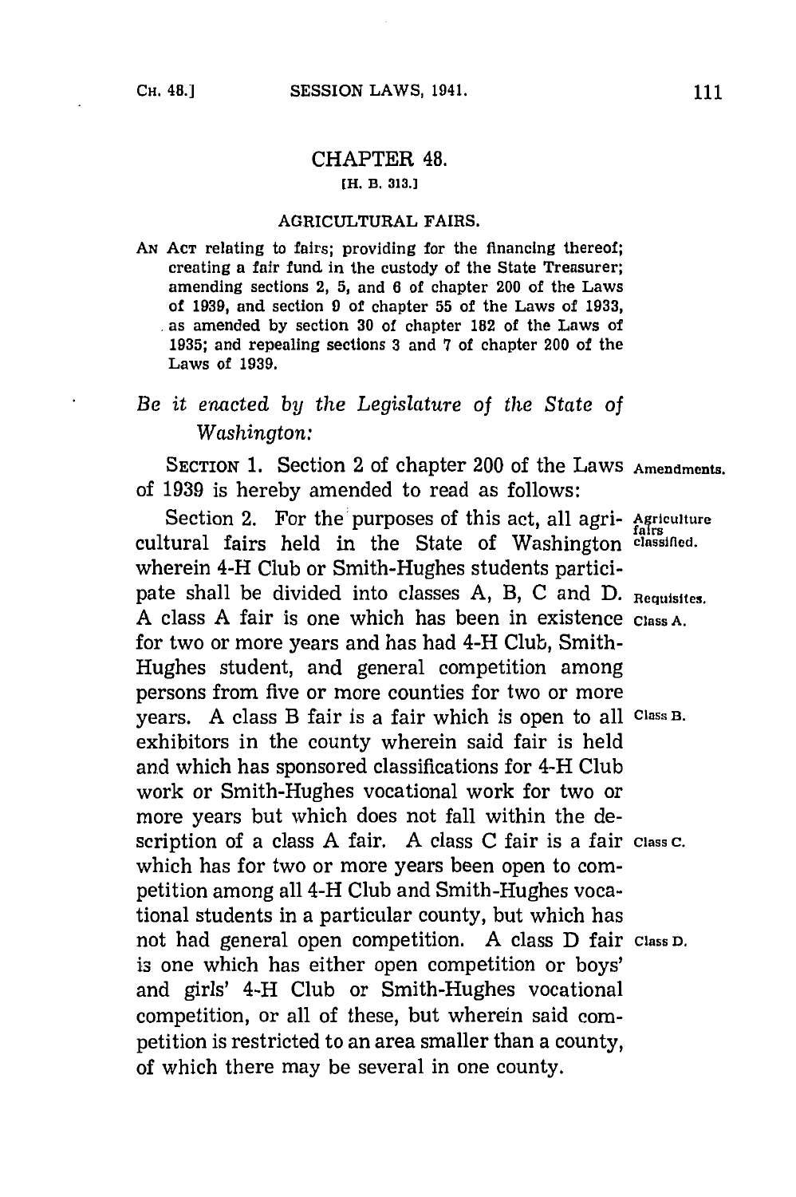# CHAPTER 48.

[H. B. 313.]

## AGRICULTURAL FAIRS.

AN ACT relating to fairs; providing for the financing thereof; creating a fair fund in the custody of the State Treasurer; amending sections 2, 5, and 6 of chapter 200 of the Laws of 1939, and section 9 of chapter 55 of the Laws of 1933, as amended by section 30 of chapter 182 of the Laws of 1935; and repealing sections 3 and 7 of chapter 200 of the Laws of 1939.

*Be it enacted by the Legislature of the State of Washington:*

SECTION 1. Section 2 of chapter 200 of the Laws of 1939 is hereby amended to read as follows: **Amendments.**

Section 2. For the purposes of this act, all agricultural fairs held in the State of Washington wherein 4-H Club or Smith-Hughes students participate shall be divided into classes A, B, C and D. A class A fair is one which has been in existence for two or more years and has had 4-H Club, Smith-Hughes student, and general competition among persons from five or more counties for two or more years. A class B fair is a fair which is open to all exhibitors in the county wherein said fair is held and which has sponsored classifications for 4-H Club work or Smith-Hughes vocational work for two or more years but which does not fall within the description of a class A fair. A class C fair is a fair which has for two or more years been open to competition among all 4-H Club and Smith-Hughes vocational students in a particular county, but which has not had general open competition. A class D fair is one which has either open competition or boys' and girls' 4-H Club or Smith-Hughes vocational competition, or all of these, but wherein said competition is restricted to an area smaller than a county, of which there may be several in one county. **Agriculture fairs classified. Requisites. Class A. Class B. Class C. Class D.**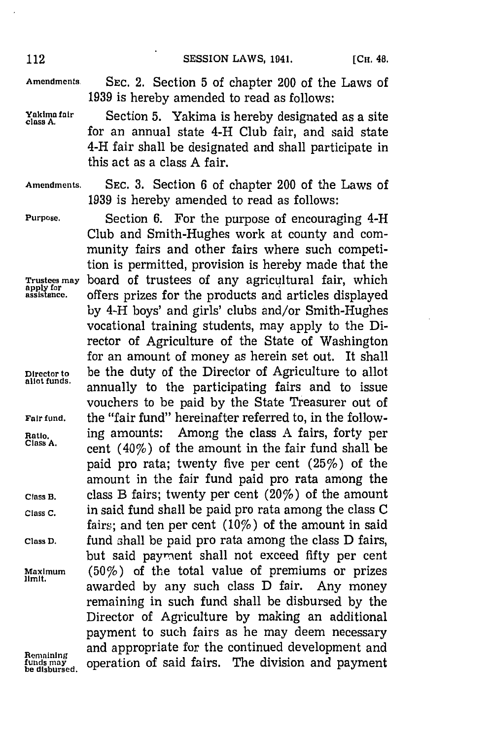Amendments. SEC. 2. Section 5 of chapter 200 of the Laws of 1939 is hereby amended to read as follows:

Yakima fair class A. Section 5. Yakima is hereby designated as a site for an annual state 4-H Club fair, and said state 4-H fair shall be designated and shall participate in this act as a class A fair.

Amendments. SEC. 3. Section 6 of chapter 200 of the Laws of 1939 is hereby amended to read as follows:

Purpose. Section 6. For the purpose of encouraging 4-H Club and Smith-Hughes work at county and community fairs and other fairs where such competition is permitted, provision is hereby made that the board of trustees of any agricultural fair, which offers prizes for the products and articles displayed by 4-H boys' and girls' clubs and/or Smith-Hughes vocational training students, may apply to the Director of Agriculture of the State of Washington for an amount of money as herein set out. It shall be the duty of the Director of Agriculture to allot annually to the participating fairs and to issue vouchers to be paid by the State Treasurer out of the "fair fund" hereinafter referred to, in the following amounts: Among the class A fairs, forty per cent (40%) of the amount in the fair fund shall be paid pro rata; twenty five per cent (25%) of the amount in the fair fund paid pro rata among the class B fairs; twenty per cent (20%) of the amount in said fund shall be paid pro rata among the class C fairs; and ten per cent (10%) of the amount in said fund shall be paid pro rata among the class D fairs, but said payment shall not exceed fifty per cent (50%) of the total value of premiums or prizes awarded by any such class D fair. Any money remaining in such fund shall be disbursed by the Director of Agriculture by making an additional payment to such fairs as he may deem necessary and appropriate for the continued development and operation of said fairs. The division and payment

Trustees may apply for assistance.

Director to allot funds.

Fair fund.

Ratio. Class A.

Class B.

Class C.

Class D.

Maximum limit.

Remaining funds may be disbursed.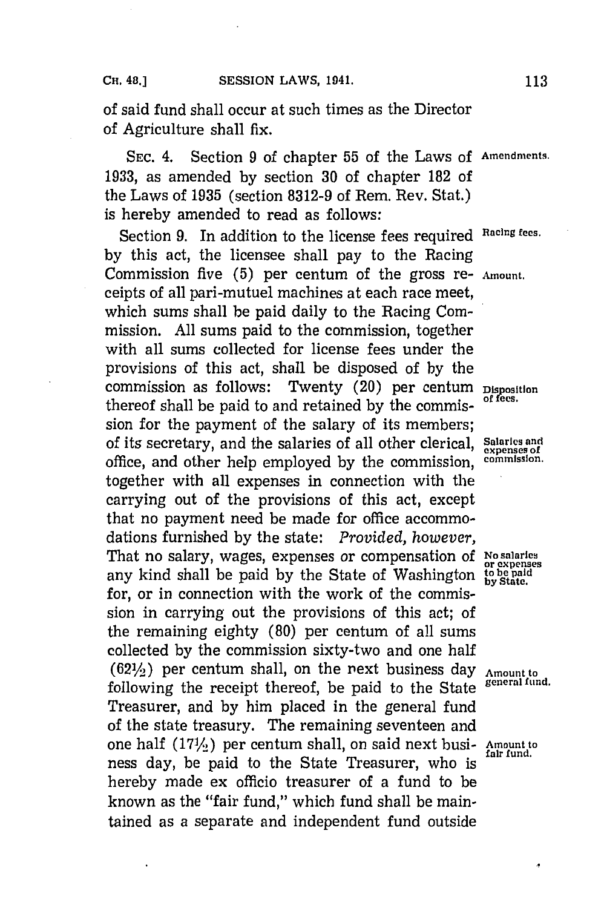of said fund shall occur at such times as the Director of Agriculture shall fix.

SEC. 4. Section 9 of chapter 55 of the Laws of 1933, as amended by section 30 of chapter 182 of the Laws of 1935 (section 8312-9 of Rem. Rev. Stat.) is hereby amended to read as follows: *Amendments.*

Section 9. In addition to the license fees required by this act, the licensee shall pay to the Racing Commission five (5) per centum of the gross receipts of all pari-mutuel machines at each race meet, which sums shall be paid daily to the Racing Commission. All sums paid to the commission, together with all sums collected for license fees under the provisions of this act, shall be disposed of by the commission as follows: Twenty (20) per centum thereof shall be paid to and retained by the commission for the payment of the salary of its members; of its secretary, and the salaries of all other clerical, office, and other help employed by the commission, together with all expenses in connection with the carrying out of the provisions of this act, except that no payment need be made for office accommodations furnished by the state: *Provided, however,* That no salary, wages, expenses or compensation of any kind shall be paid by the State of Washington for, or in connection with the work of the commission in carrying out the provisions of this act; of the remaining eighty (80) per centum of all sums collected by the commission sixty-two and one half ($62\frac{1}{2}$) per centum shall, on the next business day following the receipt thereof, be paid to the State Treasurer, and by him placed in the general fund of the state treasury. The remaining seventeen and one half ($17\frac{1}{2}$) per centum shall, on said next business day, be paid to the State Treasurer, who is hereby made ex officio treasurer of a fund to be known as the "fair fund," which fund shall be maintained as a separate and independent fund outside

*Racing fees.* *Amount.* *Disposition of fees.* *Salaries and expenses of commission.* *No salaries or expenses to be paid by State.* *Amount to general fund.* *Amount to fair fund.*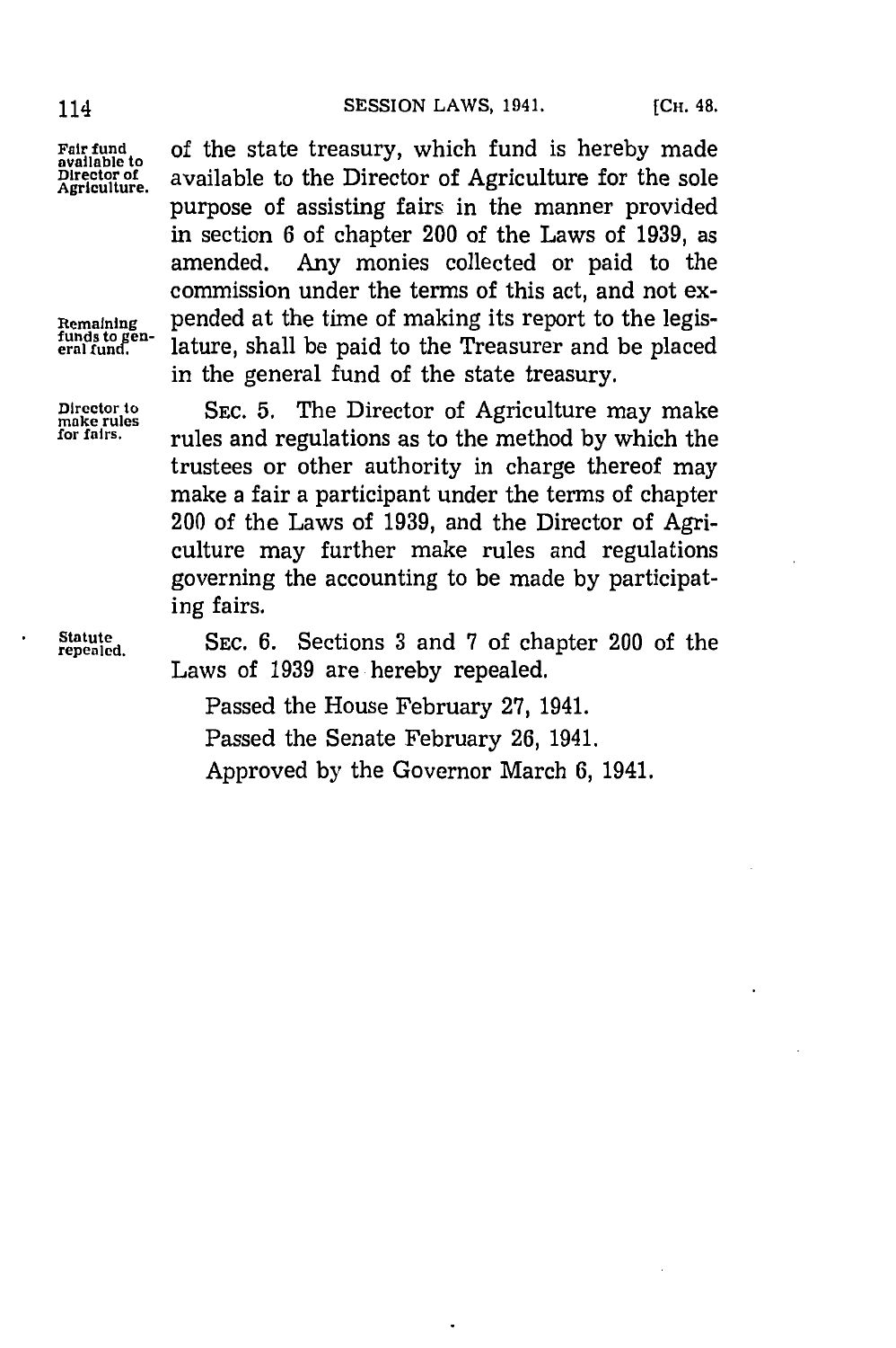of the state treasury, which fund is hereby made available to the Director of Agriculture for the sole purpose of assisting fairs in the manner provided in section 6 of chapter 200 of the Laws of 1939, as amended. Any monies collected or paid to the commission under the terms of this act, and not expended at the time of making its report to the legislature, shall be paid to the Treasurer and be placed in the general fund of the state treasury.

Fair fund available to Director of Agriculture.

Remaining funds to general fund.

SEC. 5. The Director of Agriculture may make rules and regulations as to the method by which the trustees or other authority in charge thereof may make a fair a participant under the terms of chapter 200 of the Laws of 1939, and the Director of Agriculture may further make rules and regulations governing the accounting to be made by participating fairs.

Director to make rules for fairs.

SEC. 6. Sections 3 and 7 of chapter 200 of the Laws of 1939 are hereby repealed.

Statute repealed.

Passed the House February 27, 1941.

Passed the Senate February 26, 1941.

Approved by the Governor March 6, 1941.